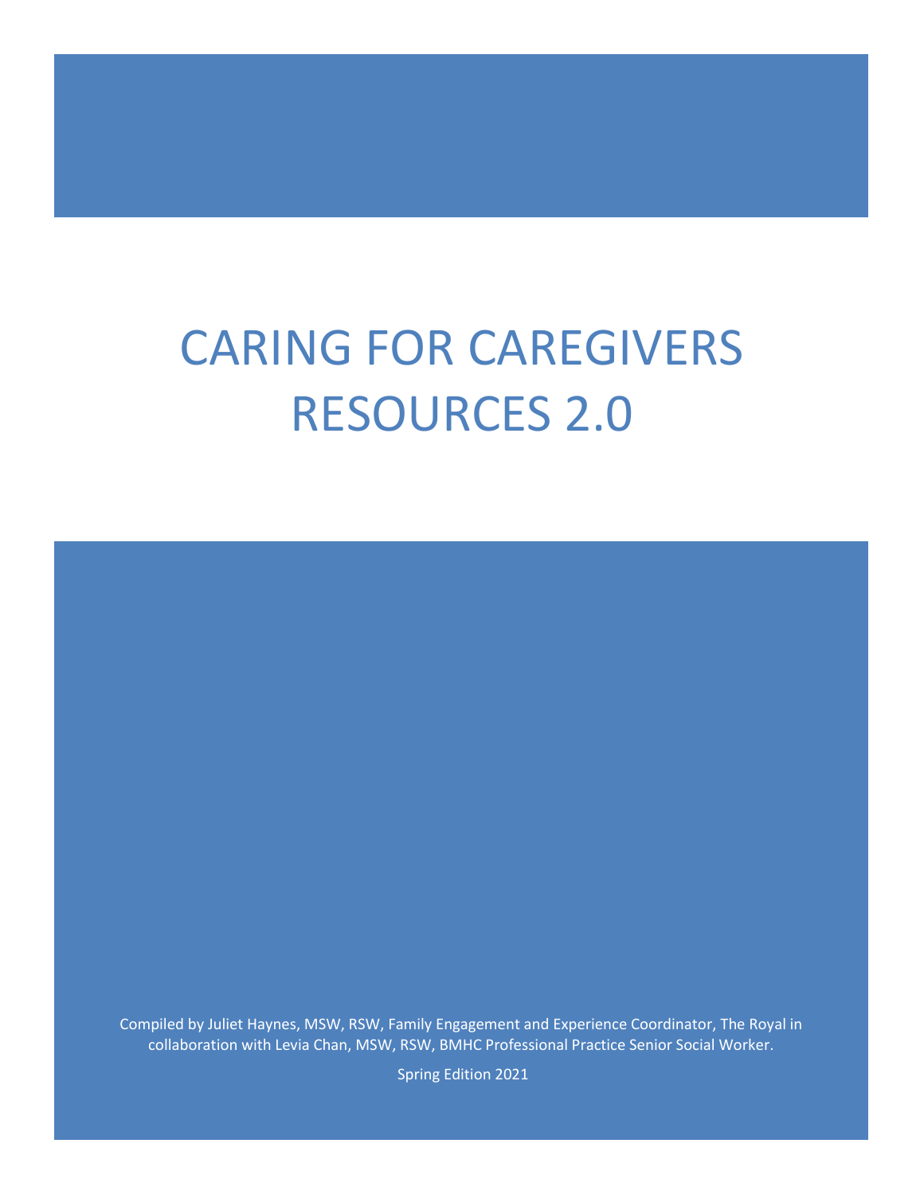# CARING FOR CAREGIVERS RESOURCES 2.0

Compiled by Juliet Haynes, MSW, RSW, Family Engagement and Experience Coordinator, The Royal in collaboration with Levia Chan, MSW, RSW, BMHC Professional Practice Senior Social Worker.

Spring Edition 2021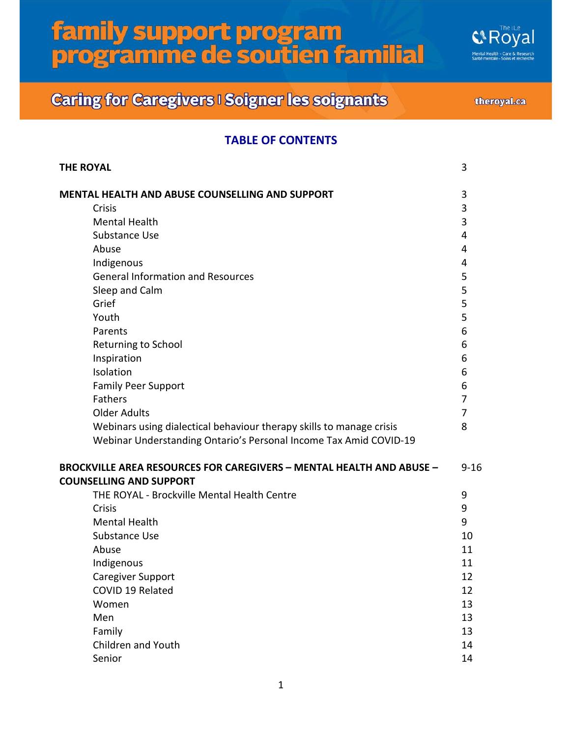# family support program
# programme de soutien familial

## Caring for Caregivers | Soigner les soignants

theroyal.ca

## TABLE OF CONTENTS

| | |
|---|---|
| **THE ROYAL** | 3 |
| **MENTAL HEALTH AND ABUSE COUNSELLING AND SUPPORT** | 3 |
| Crisis | 3 |
| Mental Health | 3 |
| Substance Use | 4 |
| Abuse | 4 |
| Indigenous | 4 |
| General Information and Resources | 5 |
| Sleep and Calm | 5 |
| Grief | 5 |
| Youth | 5 |
| Parents | 6 |
| Returning to School | 6 |
| Inspiration | 6 |
| Isolation | 6 |
| Family Peer Support | 6 |
| Fathers | 7 |
| Older Adults | 7 |
| Webinars using dialectical behaviour therapy skills to manage crisis | 8 |
| Webinar Understanding Ontario's Personal Income Tax Amid COVID-19 | |
| **BROCKVILLE AREA RESOURCES FOR CAREGIVERS – MENTAL HEALTH AND ABUSE – COUNSELLING AND SUPPORT** | 9-16 |
| THE ROYAL - Brockville Mental Health Centre | 9 |
| Crisis | 9 |
| Mental Health | 9 |
| Substance Use | 10 |
| Abuse | 11 |
| Indigenous | 11 |
| Caregiver Support | 12 |
| COVID 19 Related | 12 |
| Women | 13 |
| Men | 13 |
| Family | 13 |
| Children and Youth | 14 |
| Senior | 14 |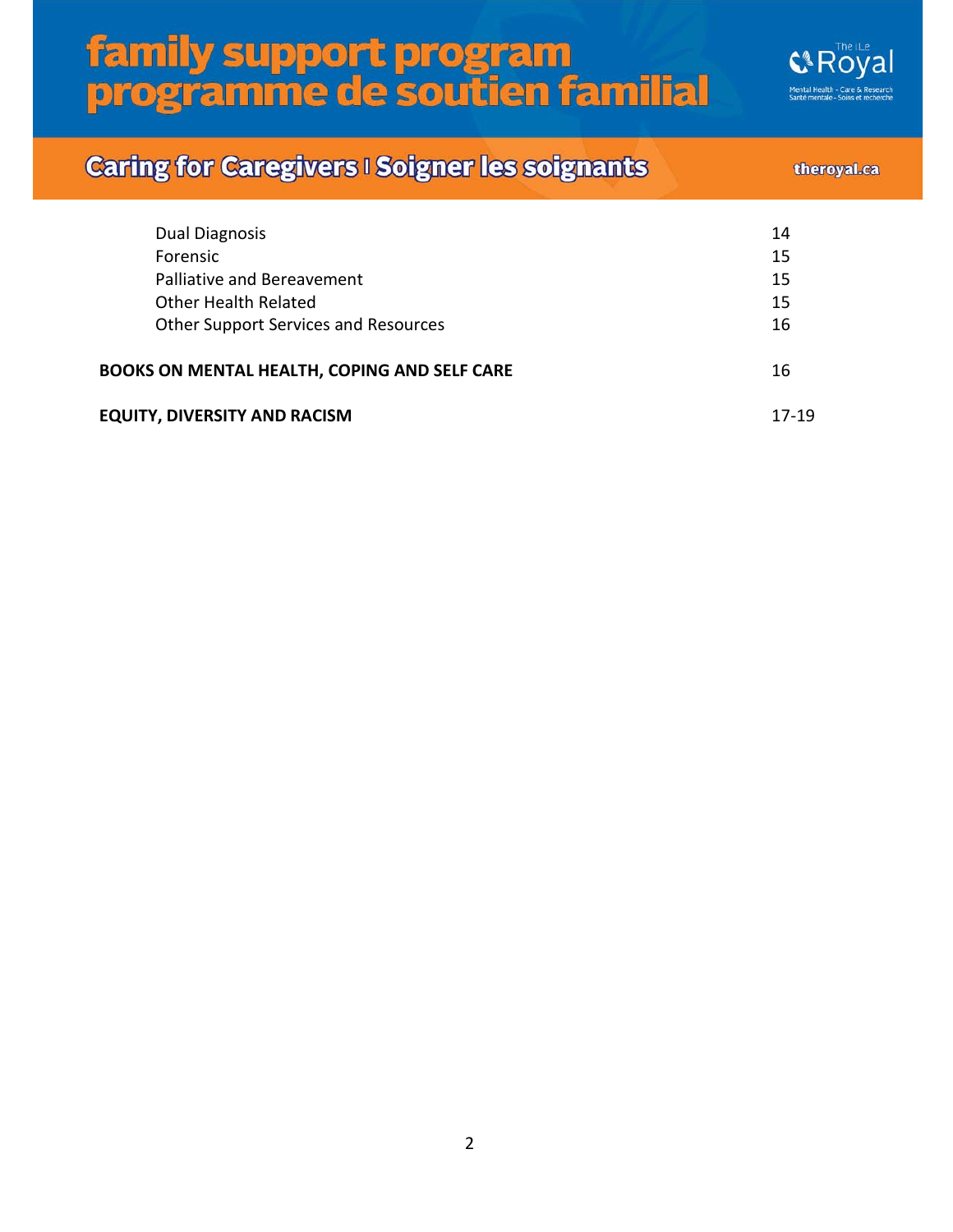| | |
|---|---|
| Dual Diagnosis | 14 |
| Forensic | 15 |
| Palliative and Bereavement | 15 |
| Other Health Related | 15 |
| Other Support Services and Resources | 16 |
| **BOOKS ON MENTAL HEALTH, COPING AND SELF CARE** | 16 |
| **EQUITY, DIVERSITY AND RACISM** | 17-19 |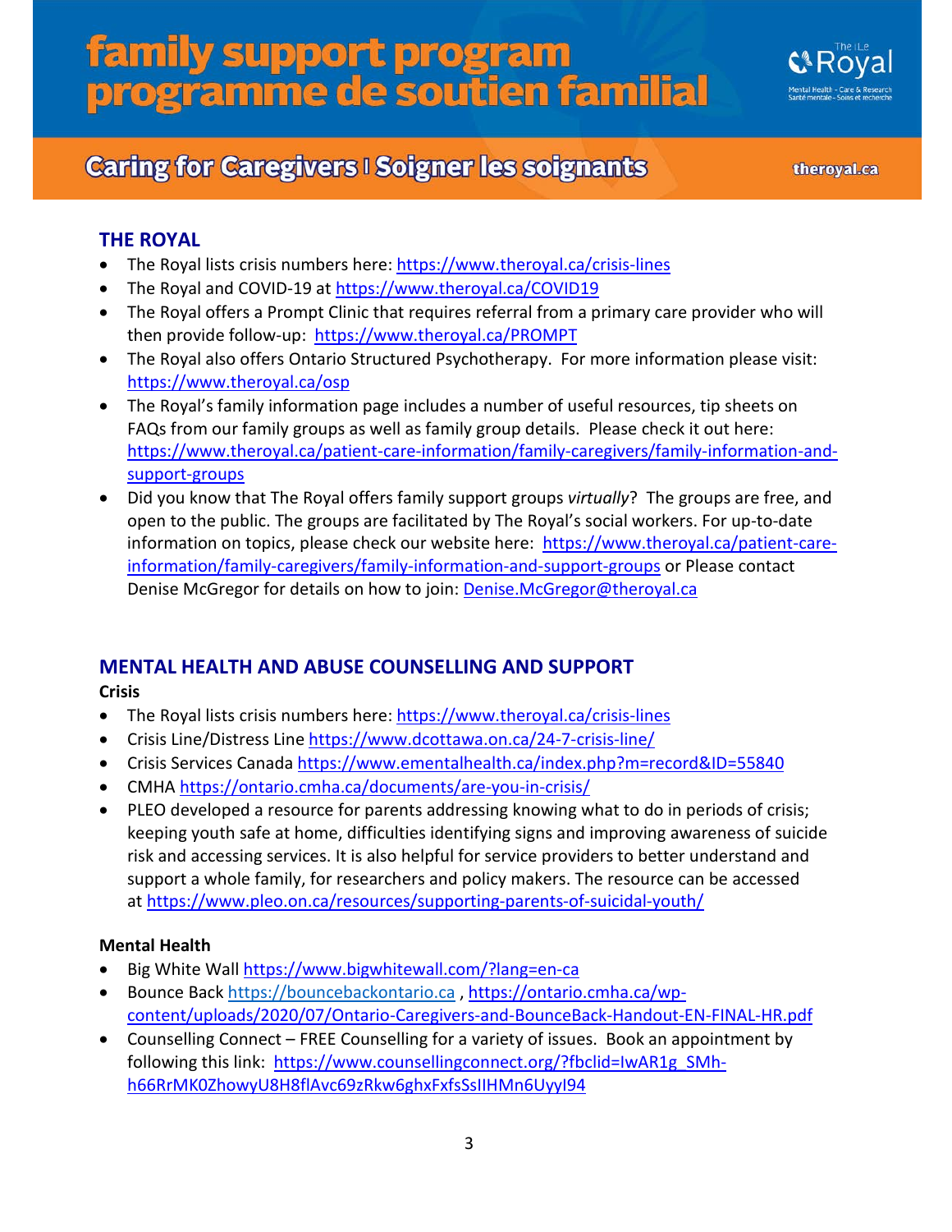## THE ROYAL

- The Royal lists crisis numbers here: https://www.theroyal.ca/crisis-lines
- The Royal and COVID-19 at https://www.theroyal.ca/COVID19
- The Royal offers a Prompt Clinic that requires referral from a primary care provider who will then provide follow-up: https://www.theroyal.ca/PROMPT
- The Royal also offers Ontario Structured Psychotherapy. For more information please visit: https://www.theroyal.ca/osp
- The Royal's family information page includes a number of useful resources, tip sheets on FAQs from our family groups as well as family group details. Please check it out here: https://www.theroyal.ca/patient-care-information/family-caregivers/family-information-and-support-groups
- Did you know that The Royal offers family support groups *virtually*? The groups are free, and open to the public. The groups are facilitated by The Royal's social workers. For up-to-date information on topics, please check our website here: https://www.theroyal.ca/patient-care-information/family-caregivers/family-information-and-support-groups or Please contact Denise McGregor for details on how to join: Denise.McGregor@theroyal.ca

## MENTAL HEALTH AND ABUSE COUNSELLING AND SUPPORT

**Crisis**

- The Royal lists crisis numbers here: https://www.theroyal.ca/crisis-lines
- Crisis Line/Distress Line https://www.dcottawa.on.ca/24-7-crisis-line/
- Crisis Services Canada https://www.ementalhealth.ca/index.php?m=record&ID=55840
- CMHA https://ontario.cmha.ca/documents/are-you-in-crisis/
- PLEO developed a resource for parents addressing knowing what to do in periods of crisis; keeping youth safe at home, difficulties identifying signs and improving awareness of suicide risk and accessing services. It is also helpful for service providers to better understand and support a whole family, for researchers and policy makers. The resource can be accessed at https://www.pleo.on.ca/resources/supporting-parents-of-suicidal-youth/

**Mental Health**

- Big White Wall https://www.bigwhitewall.com/?lang=en-ca
- Bounce Back https://bouncebackontario.ca , https://ontario.cmha.ca/wp-content/uploads/2020/07/Ontario-Caregivers-and-BounceBack-Handout-EN-FINAL-HR.pdf
- Counselling Connect – FREE Counselling for a variety of issues. Book an appointment by following this link: https://www.counsellingconnect.org/?fbclid=IwAR1g_SMh-h66RrMK0ZhowyU8H8flAvc69zRkw6ghxFxfsSsIIHMn6UyyI94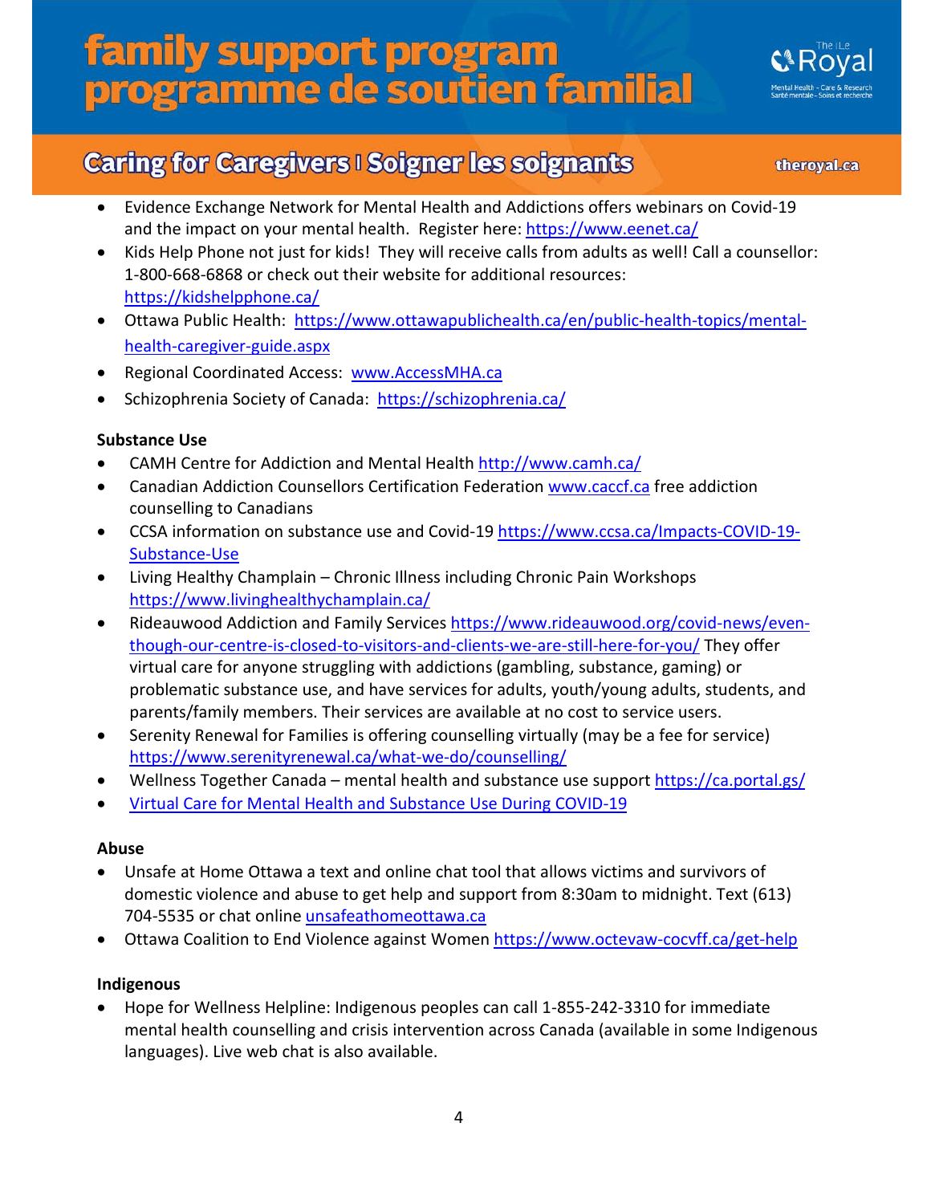- Evidence Exchange Network for Mental Health and Addictions offers webinars on Covid-19 and the impact on your mental health. Register here: https://www.eenet.ca/
- Kids Help Phone not just for kids! They will receive calls from adults as well! Call a counsellor: 1-800-668-6868 or check out their website for additional resources: https://kidshelpphone.ca/
- Ottawa Public Health: https://www.ottawapublichealth.ca/en/public-health-topics/mental-health-caregiver-guide.aspx
- Regional Coordinated Access: www.AccessMHA.ca
- Schizophrenia Society of Canada: https://schizophrenia.ca/

**Substance Use**

- CAMH Centre for Addiction and Mental Health http://www.camh.ca/
- Canadian Addiction Counsellors Certification Federation www.caccf.ca free addiction counselling to Canadians
- CCSA information on substance use and Covid-19 https://www.ccsa.ca/Impacts-COVID-19-Substance-Use
- Living Healthy Champlain – Chronic Illness including Chronic Pain Workshops https://www.livinghealthychamplain.ca/
- Rideauwood Addiction and Family Services https://www.rideauwood.org/covid-news/even-though-our-centre-is-closed-to-visitors-and-clients-we-are-still-here-for-you/ They offer virtual care for anyone struggling with addictions (gambling, substance, gaming) or problematic substance use, and have services for adults, youth/young adults, students, and parents/family members. Their services are available at no cost to service users.
- Serenity Renewal for Families is offering counselling virtually (may be a fee for service) https://www.serenityrenewal.ca/what-we-do/counselling/
- Wellness Together Canada – mental health and substance use support https://ca.portal.gs/
- Virtual Care for Mental Health and Substance Use During COVID-19

**Abuse**

- Unsafe at Home Ottawa a text and online chat tool that allows victims and survivors of domestic violence and abuse to get help and support from 8:30am to midnight. Text (613) 704-5535 or chat online unsafeathomeottawa.ca
- Ottawa Coalition to End Violence against Women https://www.octevaw-cocvff.ca/get-help

**Indigenous**

- Hope for Wellness Helpline: Indigenous peoples can call 1-855-242-3310 for immediate mental health counselling and crisis intervention across Canada (available in some Indigenous languages). Live web chat is also available.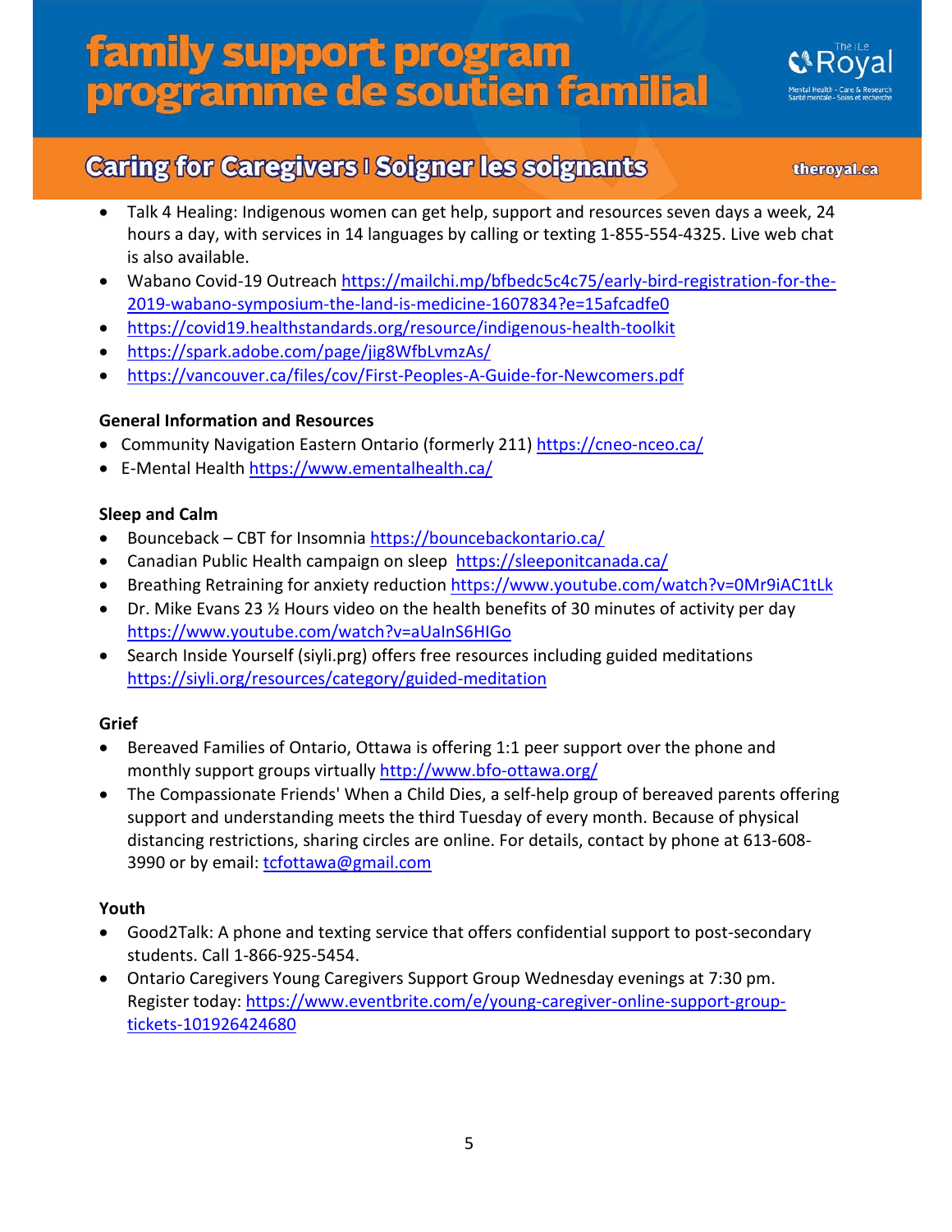- Talk 4 Healing: Indigenous women can get help, support and resources seven days a week, 24 hours a day, with services in 14 languages by calling or texting 1-855-554-4325. Live web chat is also available.
- Wabano Covid-19 Outreach https://mailchi.mp/bfbedc5c4c75/early-bird-registration-for-the-2019-wabano-symposium-the-land-is-medicine-1607834?e=15afcadfe0
- https://covid19.healthstandards.org/resource/indigenous-health-toolkit
- https://spark.adobe.com/page/jig8WfbLvmzAs/
- https://vancouver.ca/files/cov/First-Peoples-A-Guide-for-Newcomers.pdf

**General Information and Resources**

- Community Navigation Eastern Ontario (formerly 211) https://cneo-nceo.ca/
- E-Mental Health https://www.ementalhealth.ca/

**Sleep and Calm**

- Bounceback – CBT for Insomnia https://bouncebackontario.ca/
- Canadian Public Health campaign on sleep https://sleeponitcanada.ca/
- Breathing Retraining for anxiety reduction https://www.youtube.com/watch?v=0Mr9iAC1tLk
- Dr. Mike Evans 23 ½ Hours video on the health benefits of 30 minutes of activity per day https://www.youtube.com/watch?v=aUaInS6HIGo
- Search Inside Yourself (siyli.prg) offers free resources including guided meditations https://siyli.org/resources/category/guided-meditation

**Grief**

- Bereaved Families of Ontario, Ottawa is offering 1:1 peer support over the phone and monthly support groups virtually http://www.bfo-ottawa.org/
- The Compassionate Friends' When a Child Dies, a self-help group of bereaved parents offering support and understanding meets the third Tuesday of every month. Because of physical distancing restrictions, sharing circles are online. For details, contact by phone at 613-608-3990 or by email: tcfottawa@gmail.com

**Youth**

- Good2Talk: A phone and texting service that offers confidential support to post-secondary students. Call 1-866-925-5454.
- Ontario Caregivers Young Caregivers Support Group Wednesday evenings at 7:30 pm. Register today: https://www.eventbrite.com/e/young-caregiver-online-support-group-tickets-101926424680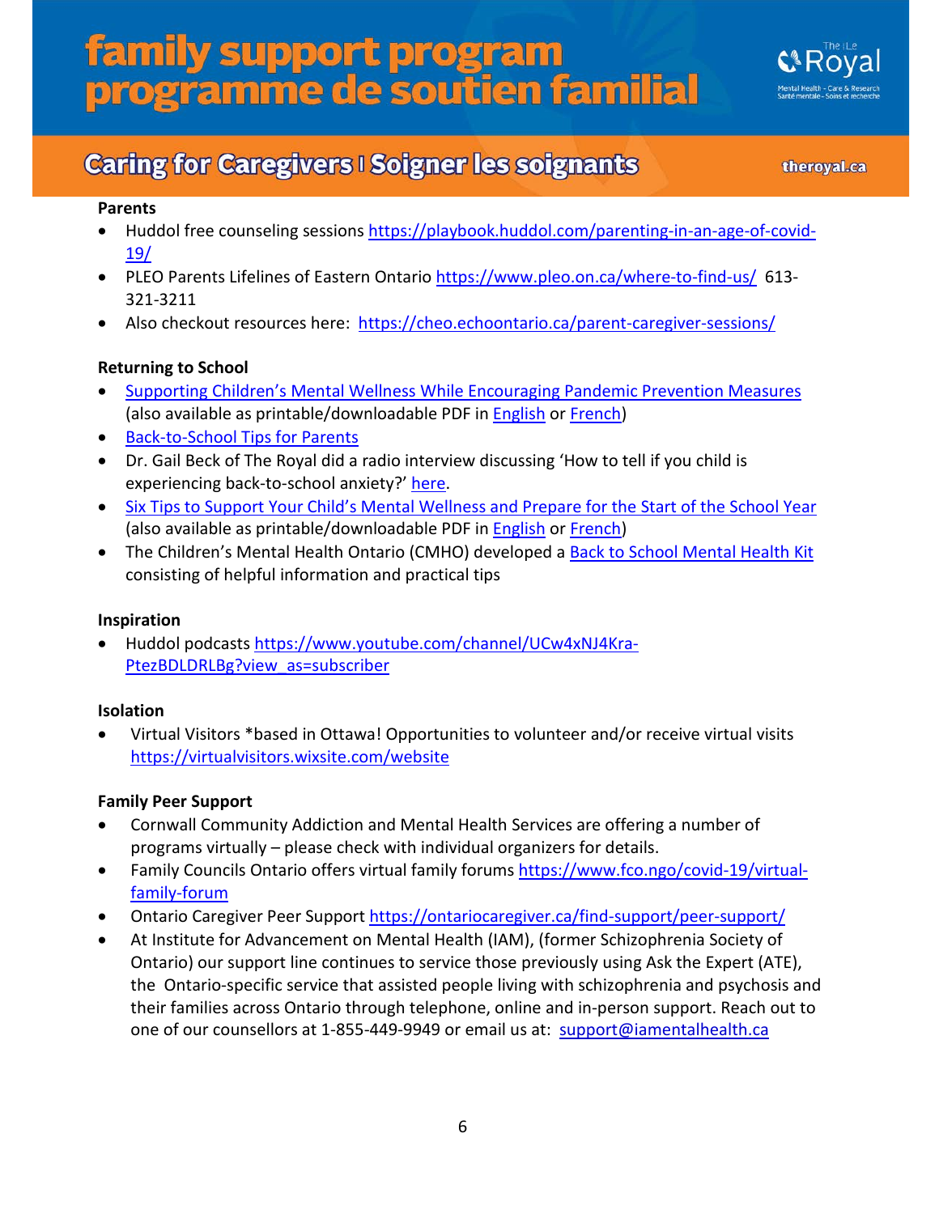**Parents**

- Huddol free counseling sessions https://playbook.huddol.com/parenting-in-an-age-of-covid-19/
- PLEO Parents Lifelines of Eastern Ontario https://www.pleo.on.ca/where-to-find-us/ 613-321-3211
- Also checkout resources here: https://cheo.echoontario.ca/parent-caregiver-sessions/

**Returning to School**

- Supporting Children's Mental Wellness While Encouraging Pandemic Prevention Measures (also available as printable/downloadable PDF in English or French)
- Back-to-School Tips for Parents
- Dr. Gail Beck of The Royal did a radio interview discussing 'How to tell if you child is experiencing back-to-school anxiety?' here.
- Six Tips to Support Your Child's Mental Wellness and Prepare for the Start of the School Year (also available as printable/downloadable PDF in English or French)
- The Children's Mental Health Ontario (CMHO) developed a Back to School Mental Health Kit consisting of helpful information and practical tips

**Inspiration**

- Huddol podcasts https://www.youtube.com/channel/UCw4xNJ4Kra-PtezBDLDRLBg?view_as=subscriber

**Isolation**

- Virtual Visitors *based in Ottawa! Opportunities to volunteer and/or receive virtual visits https://virtualvisitors.wixsite.com/website

**Family Peer Support**

- Cornwall Community Addiction and Mental Health Services are offering a number of programs virtually – please check with individual organizers for details.
- Family Councils Ontario offers virtual family forums https://www.fco.ngo/covid-19/virtual-family-forum
- Ontario Caregiver Peer Support https://ontariocaregiver.ca/find-support/peer-support/
- At Institute for Advancement on Mental Health (IAM), (former Schizophrenia Society of Ontario) our support line continues to service those previously using Ask the Expert (ATE), the Ontario-specific service that assisted people living with schizophrenia and psychosis and their families across Ontario through telephone, online and in-person support. Reach out to one of our counsellors at 1-855-449-9949 or email us at: support@iamentalhealth.ca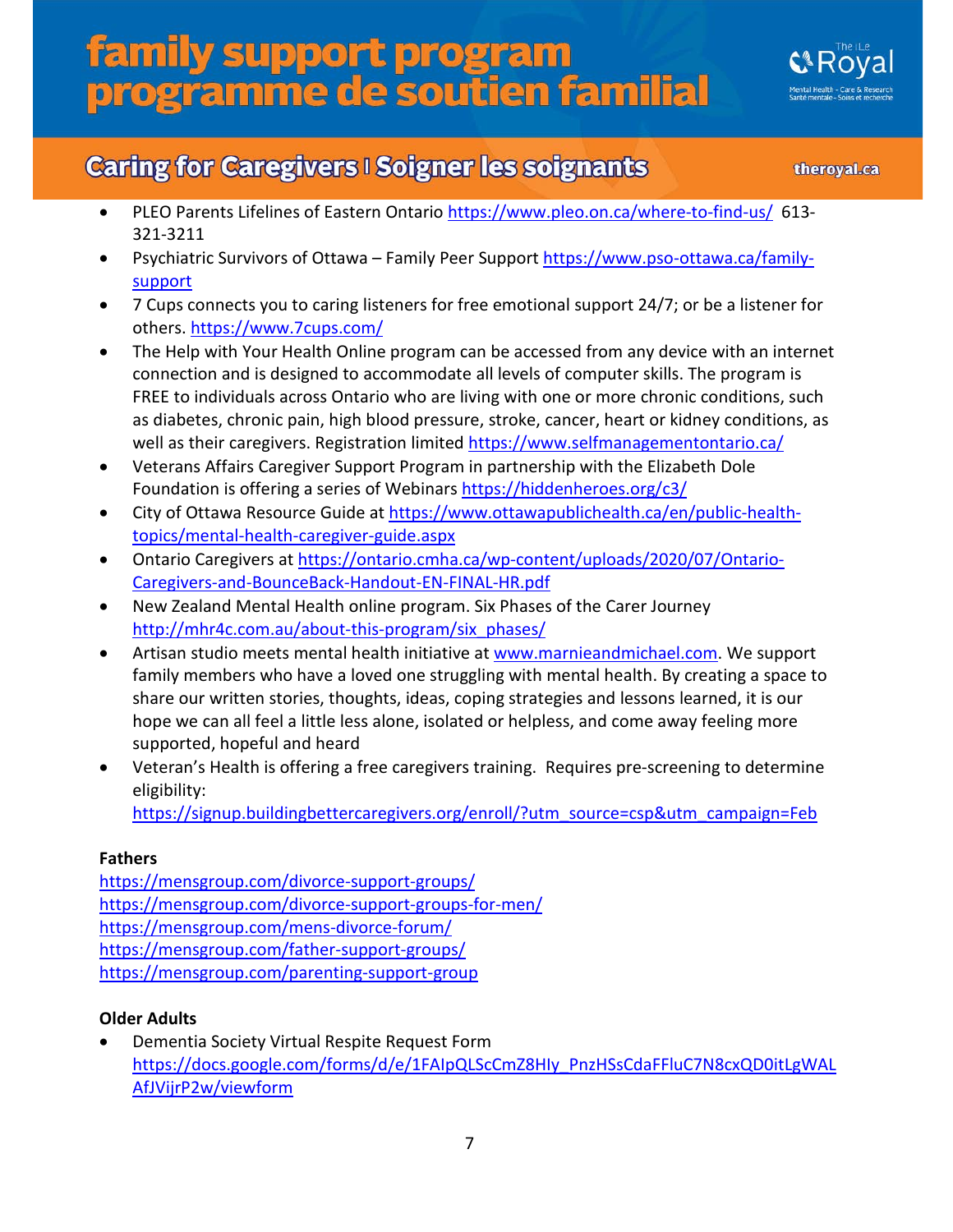- PLEO Parents Lifelines of Eastern Ontario https://www.pleo.on.ca/where-to-find-us/ 613-321-3211
- Psychiatric Survivors of Ottawa – Family Peer Support https://www.pso-ottawa.ca/family-support
- 7 Cups connects you to caring listeners for free emotional support 24/7; or be a listener for others. https://www.7cups.com/
- The Help with Your Health Online program can be accessed from any device with an internet connection and is designed to accommodate all levels of computer skills. The program is FREE to individuals across Ontario who are living with one or more chronic conditions, such as diabetes, chronic pain, high blood pressure, stroke, cancer, heart or kidney conditions, as well as their caregivers. Registration limited https://www.selfmanagementontario.ca/
- Veterans Affairs Caregiver Support Program in partnership with the Elizabeth Dole Foundation is offering a series of Webinars https://hiddenheroes.org/c3/
- City of Ottawa Resource Guide at https://www.ottawapublichealth.ca/en/public-health-topics/mental-health-caregiver-guide.aspx
- Ontario Caregivers at https://ontario.cmha.ca/wp-content/uploads/2020/07/Ontario-Caregivers-and-BounceBack-Handout-EN-FINAL-HR.pdf
- New Zealand Mental Health online program. Six Phases of the Carer Journey http://mhr4c.com.au/about-this-program/six_phases/
- Artisan studio meets mental health initiative at www.marnieandmichael.com. We support family members who have a loved one struggling with mental health. By creating a space to share our written stories, thoughts, ideas, coping strategies and lessons learned, it is our hope we can all feel a little less alone, isolated or helpless, and come away feeling more supported, hopeful and heard
- Veteran's Health is offering a free caregivers training. Requires pre-screening to determine eligibility: https://signup.buildingbettercaregivers.org/enroll/?utm_source=csp&utm_campaign=Feb

**Fathers**

https://mensgroup.com/divorce-support-groups/
https://mensgroup.com/divorce-support-groups-for-men/
https://mensgroup.com/mens-divorce-forum/
https://mensgroup.com/father-support-groups/
https://mensgroup.com/parenting-support-group

**Older Adults**

- Dementia Society Virtual Respite Request Form https://docs.google.com/forms/d/e/1FAIpQLScCmZ8HIy_PnzHSsCdaFFluC7N8cxQD0itLgWALAfJVijrP2w/viewform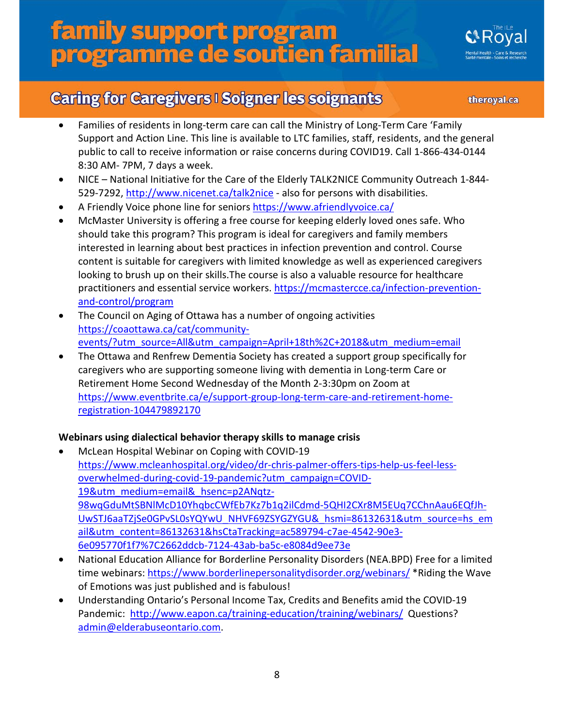- Families of residents in long-term care can call the Ministry of Long-Term Care 'Family Support and Action Line. This line is available to LTC families, staff, residents, and the general public to call to receive information or raise concerns during COVID19. Call 1-866-434-0144 8:30 AM- 7PM, 7 days a week.
- NICE – National Initiative for the Care of the Elderly TALK2NICE Community Outreach 1-844-529-7292, http://www.nicenet.ca/talk2nice - also for persons with disabilities.
- A Friendly Voice phone line for seniors https://www.afriendlyvoice.ca/
- McMaster University is offering a free course for keeping elderly loved ones safe. Who should take this program? This program is ideal for caregivers and family members interested in learning about best practices in infection prevention and control. Course content is suitable for caregivers with limited knowledge as well as experienced caregivers looking to brush up on their skills.The course is also a valuable resource for healthcare practitioners and essential service workers. https://mcmastercce.ca/infection-prevention-and-control/program
- The Council on Aging of Ottawa has a number of ongoing activities https://coaottawa.ca/cat/community-events/?utm_source=All&utm_campaign=April+18th%2C+2018&utm_medium=email
- The Ottawa and Renfrew Dementia Society has created a support group specifically for caregivers who are supporting someone living with dementia in Long-term Care or Retirement Home Second Wednesday of the Month 2-3:30pm on Zoom at https://www.eventbrite.ca/e/support-group-long-term-care-and-retirement-home-registration-104479892170

**Webinars using dialectical behavior therapy skills to manage crisis**

- McLean Hospital Webinar on Coping with COVID-19 https://www.mcleanhospital.org/video/dr-chris-palmer-offers-tips-help-us-feel-less-overwhelmed-during-covid-19-pandemic?utm_campaign=COVID-19&utm_medium=email&_hsenc=p2ANqtz-98wqGduMtSBNlMcD10YhqbcCWfEb7Kz7b1q2ilCdmd-5QHI2CXr8M5EUq7CChnAau6EQfJh-UwSTJ6aaTZjSe0GPvSL0sYQYwU_NHVF69ZSYGZYGU&_hsmi=86132631&utm_source=hs_email&utm_content=86132631&hsCtaTracking=ac589794-c7ae-4542-90e3-6e095770f1f7%7C2662ddcb-7124-43ab-ba5c-e8084d9ee73e
- National Education Alliance for Borderline Personality Disorders (NEA.BPD) Free for a limited time webinars: https://www.borderlinepersonalitydisorder.org/webinars/ *Riding the Wave of Emotions was just published and is fabulous!
- Understanding Ontario's Personal Income Tax, Credits and Benefits amid the COVID-19 Pandemic: http://www.eapon.ca/training-education/training/webinars/ Questions? admin@elderabuseontario.com.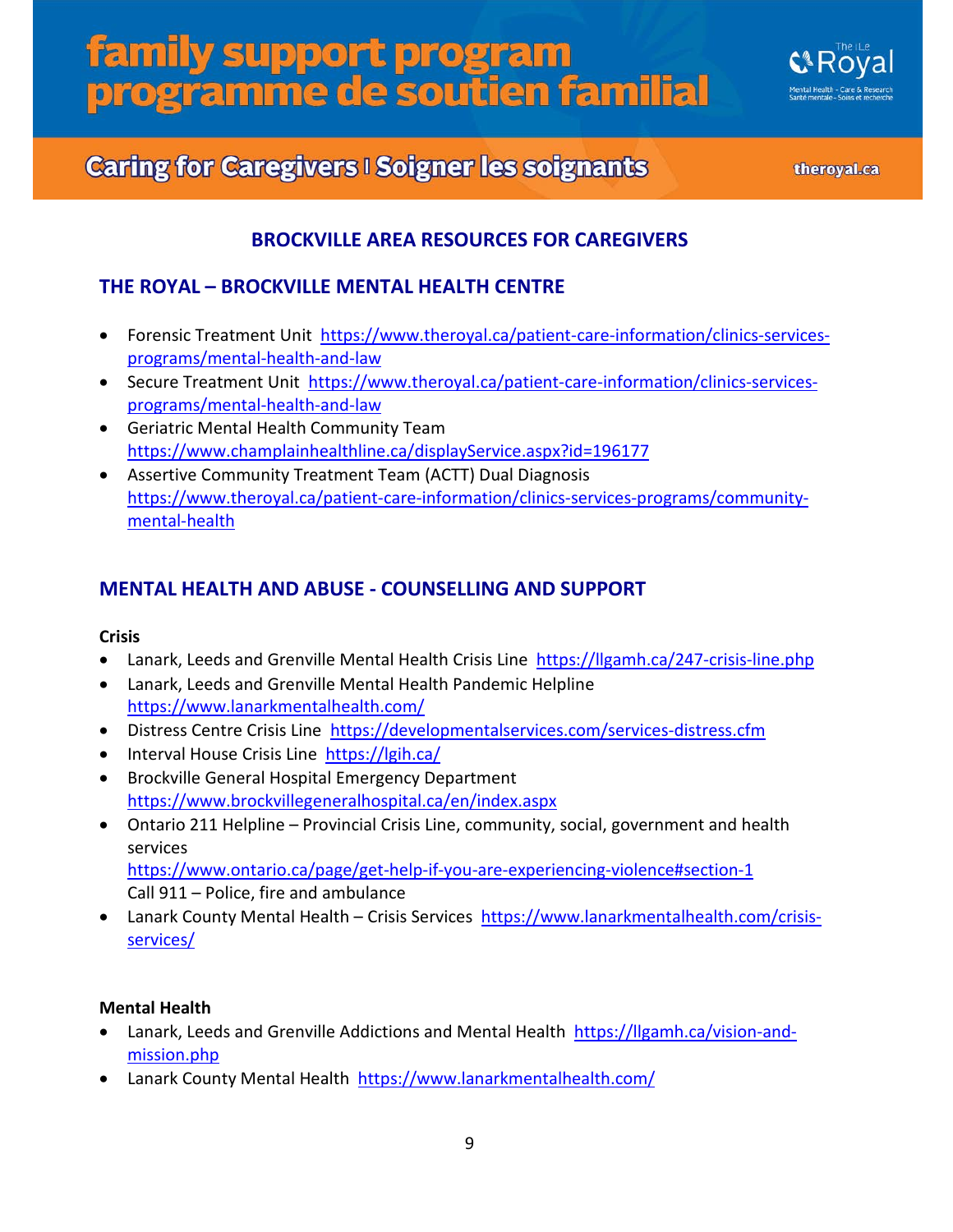## BROCKVILLE AREA RESOURCES FOR CAREGIVERS

## THE ROYAL – BROCKVILLE MENTAL HEALTH CENTRE

- Forensic Treatment Unit https://www.theroyal.ca/patient-care-information/clinics-services-programs/mental-health-and-law
- Secure Treatment Unit https://www.theroyal.ca/patient-care-information/clinics-services-programs/mental-health-and-law
- Geriatric Mental Health Community Team https://www.champlainhealthline.ca/displayService.aspx?id=196177
- Assertive Community Treatment Team (ACTT) Dual Diagnosis https://www.theroyal.ca/patient-care-information/clinics-services-programs/community-mental-health

## MENTAL HEALTH AND ABUSE - COUNSELLING AND SUPPORT

**Crisis**

- Lanark, Leeds and Grenville Mental Health Crisis Line https://llgamh.ca/247-crisis-line.php
- Lanark, Leeds and Grenville Mental Health Pandemic Helpline https://www.lanarkmentalhealth.com/
- Distress Centre Crisis Line https://developmentalservices.com/services-distress.cfm
- Interval House Crisis Line https://lgih.ca/
- Brockville General Hospital Emergency Department https://www.brockvillegeneralhospital.ca/en/index.aspx
- Ontario 211 Helpline – Provincial Crisis Line, community, social, government and health services https://www.ontario.ca/page/get-help-if-you-are-experiencing-violence#section-1
  Call 911 – Police, fire and ambulance
- Lanark County Mental Health – Crisis Services https://www.lanarkmentalhealth.com/crisis-services/

**Mental Health**

- Lanark, Leeds and Grenville Addictions and Mental Health https://llgamh.ca/vision-and-mission.php
- Lanark County Mental Health https://www.lanarkmentalhealth.com/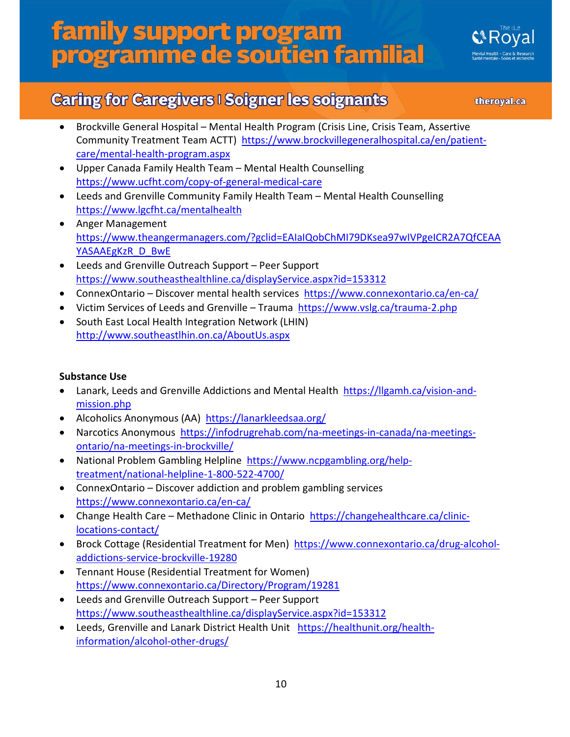- Brockville General Hospital – Mental Health Program (Crisis Line, Crisis Team, Assertive Community Treatment Team ACTT) https://www.brockvillegeneralhospital.ca/en/patient-care/mental-health-program.aspx
- Upper Canada Family Health Team – Mental Health Counselling https://www.ucfht.com/copy-of-general-medical-care
- Leeds and Grenville Community Family Health Team – Mental Health Counselling https://www.lgcfht.ca/mentalhealth
- Anger Management https://www.theangermanagers.com/?gclid=EAIaIQobChMI79DKsea97wIVPgeICR2A7QfCEAAYASAAEgKzR_D_BwE
- Leeds and Grenville Outreach Support – Peer Support https://www.southeasthealthline.ca/displayService.aspx?id=153312
- ConnexOntario – Discover mental health services https://www.connexontario.ca/en-ca/
- Victim Services of Leeds and Grenville – Trauma https://www.vslg.ca/trauma-2.php
- South East Local Health Integration Network (LHIN) http://www.southeastlhin.on.ca/AboutUs.aspx

**Substance Use**

- Lanark, Leeds and Grenville Addictions and Mental Health https://llgamh.ca/vision-and-mission.php
- Alcoholics Anonymous (AA) https://lanarkleedsaa.org/
- Narcotics Anonymous https://infodrugrehab.com/na-meetings-in-canada/na-meetings-ontario/na-meetings-in-brockville/
- National Problem Gambling Helpline https://www.ncpgambling.org/help-treatment/national-helpline-1-800-522-4700/
- ConnexOntario – Discover addiction and problem gambling services https://www.connexontario.ca/en-ca/
- Change Health Care – Methadone Clinic in Ontario https://changehealthcare.ca/clinic-locations-contact/
- Brock Cottage (Residential Treatment for Men) https://www.connexontario.ca/drug-alcohol-addictions-service-brockville-19280
- Tennant House (Residential Treatment for Women) https://www.connexontario.ca/Directory/Program/19281
- Leeds and Grenville Outreach Support – Peer Support https://www.southeasthealthline.ca/displayService.aspx?id=153312
- Leeds, Grenville and Lanark District Health Unit https://healthunit.org/health-information/alcohol-other-drugs/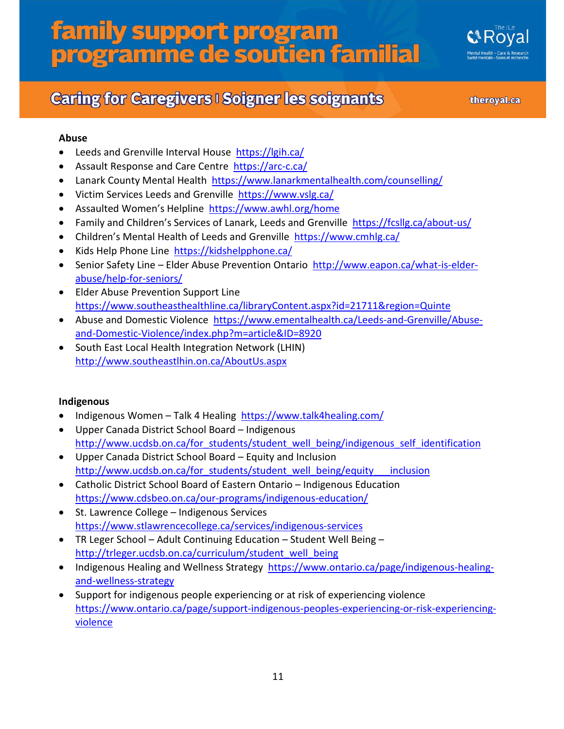**Abuse**

- Leeds and Grenville Interval House https://lgih.ca/
- Assault Response and Care Centre https://arc-c.ca/
- Lanark County Mental Health https://www.lanarkmentalhealth.com/counselling/
- Victim Services Leeds and Grenville https://www.vslg.ca/
- Assaulted Women's Helpline https://www.awhl.org/home
- Family and Children's Services of Lanark, Leeds and Grenville https://fcsllg.ca/about-us/
- Children's Mental Health of Leeds and Grenville https://www.cmhlg.ca/
- Kids Help Phone Line https://kidshelpphone.ca/
- Senior Safety Line – Elder Abuse Prevention Ontario http://www.eapon.ca/what-is-elder-abuse/help-for-seniors/
- Elder Abuse Prevention Support Line https://www.southeasthealthline.ca/libraryContent.aspx?id=21711&region=Quinte
- Abuse and Domestic Violence https://www.ementalhealth.ca/Leeds-and-Grenville/Abuse-and-Domestic-Violence/index.php?m=article&ID=8920
- South East Local Health Integration Network (LHIN) http://www.southeastlhin.on.ca/AboutUs.aspx

**Indigenous**

- Indigenous Women – Talk 4 Healing https://www.talk4healing.com/
- Upper Canada District School Board – Indigenous http://www.ucdsb.on.ca/for_students/student_well_being/indigenous_self_identification
- Upper Canada District School Board – Equity and Inclusion http://www.ucdsb.on.ca/for_students/student_well_being/equity___inclusion
- Catholic District School Board of Eastern Ontario – Indigenous Education https://www.cdsbeo.on.ca/our-programs/indigenous-education/
- St. Lawrence College – Indigenous Services https://www.stlawrencecollege.ca/services/indigenous-services
- TR Leger School – Adult Continuing Education – Student Well Being – http://trleger.ucdsb.on.ca/curriculum/student_well_being
- Indigenous Healing and Wellness Strategy https://www.ontario.ca/page/indigenous-healing-and-wellness-strategy
- Support for indigenous people experiencing or at risk of experiencing violence https://www.ontario.ca/page/support-indigenous-peoples-experiencing-or-risk-experiencing-violence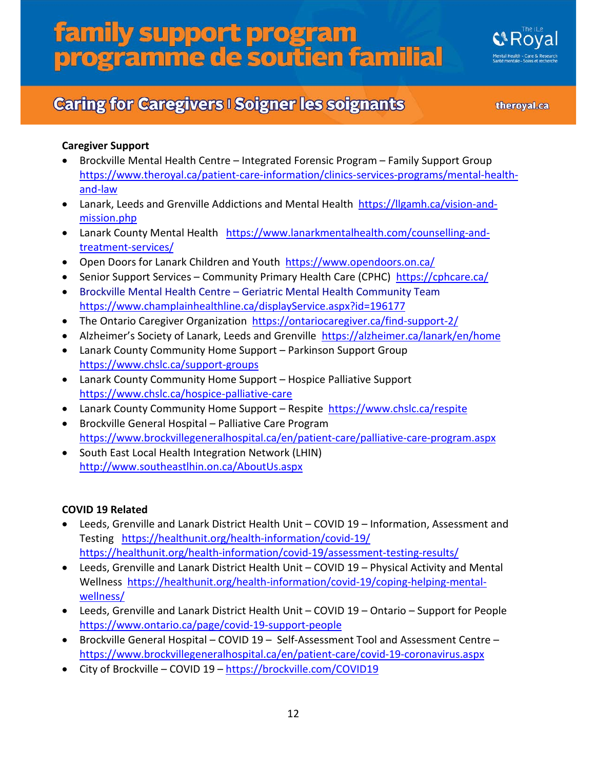**Caregiver Support**

- Brockville Mental Health Centre – Integrated Forensic Program – Family Support Group https://www.theroyal.ca/patient-care-information/clinics-services-programs/mental-health-and-law
- Lanark, Leeds and Grenville Addictions and Mental Health https://llgamh.ca/vision-and-mission.php
- Lanark County Mental Health https://www.lanarkmentalhealth.com/counselling-and-treatment-services/
- Open Doors for Lanark Children and Youth https://www.opendoors.on.ca/
- Senior Support Services – Community Primary Health Care (CPHC) https://cphcare.ca/
- Brockville Mental Health Centre – Geriatric Mental Health Community Team https://www.champlainhealthline.ca/displayService.aspx?id=196177
- The Ontario Caregiver Organization https://ontariocaregiver.ca/find-support-2/
- Alzheimer's Society of Lanark, Leeds and Grenville https://alzheimer.ca/lanark/en/home
- Lanark County Community Home Support – Parkinson Support Group https://www.chslc.ca/support-groups
- Lanark County Community Home Support – Hospice Palliative Support https://www.chslc.ca/hospice-palliative-care
- Lanark County Community Home Support – Respite https://www.chslc.ca/respite
- Brockville General Hospital – Palliative Care Program https://www.brockvillegeneralhospital.ca/en/patient-care/palliative-care-program.aspx
- South East Local Health Integration Network (LHIN) http://www.southeastlhin.on.ca/AboutUs.aspx

**COVID 19 Related**

- Leeds, Grenville and Lanark District Health Unit – COVID 19 – Information, Assessment and Testing https://healthunit.org/health-information/covid-19/ https://healthunit.org/health-information/covid-19/assessment-testing-results/
- Leeds, Grenville and Lanark District Health Unit – COVID 19 – Physical Activity and Mental Wellness https://healthunit.org/health-information/covid-19/coping-helping-mental-wellness/
- Leeds, Grenville and Lanark District Health Unit – COVID 19 – Ontario – Support for People https://www.ontario.ca/page/covid-19-support-people
- Brockville General Hospital – COVID 19 – Self-Assessment Tool and Assessment Centre – https://www.brockvillegeneralhospital.ca/en/patient-care/covid-19-coronavirus.aspx
- City of Brockville – COVID 19 – https://brockville.com/COVID19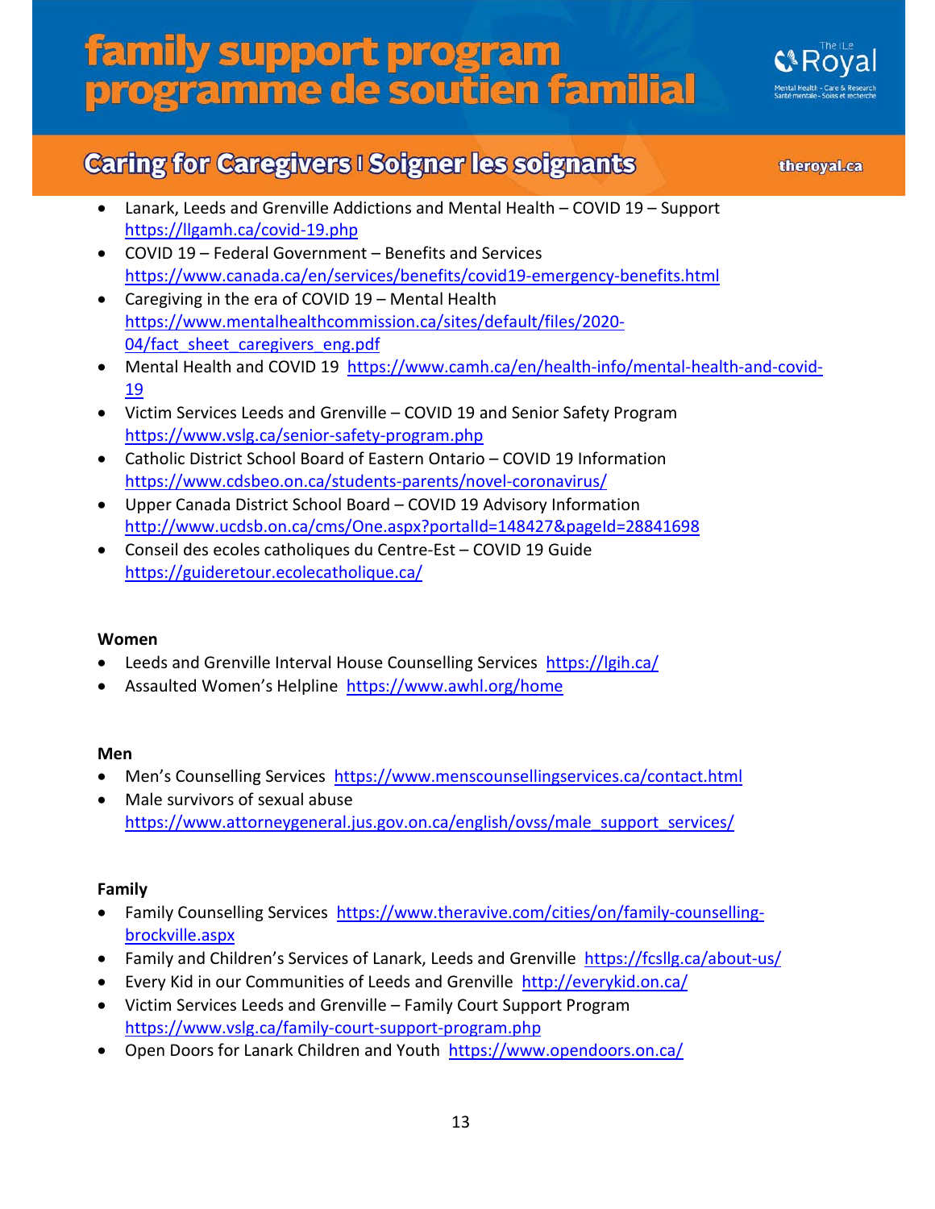- Lanark, Leeds and Grenville Addictions and Mental Health – COVID 19 – Support https://llgamh.ca/covid-19.php
- COVID 19 – Federal Government – Benefits and Services https://www.canada.ca/en/services/benefits/covid19-emergency-benefits.html
- Caregiving in the era of COVID 19 – Mental Health https://www.mentalhealthcommission.ca/sites/default/files/2020-04/fact_sheet_caregivers_eng.pdf
- Mental Health and COVID 19 https://www.camh.ca/en/health-info/mental-health-and-covid-19
- Victim Services Leeds and Grenville – COVID 19 and Senior Safety Program https://www.vslg.ca/senior-safety-program.php
- Catholic District School Board of Eastern Ontario – COVID 19 Information https://www.cdsbeo.on.ca/students-parents/novel-coronavirus/
- Upper Canada District School Board – COVID 19 Advisory Information http://www.ucdsb.on.ca/cms/One.aspx?portalId=148427&pageId=28841698
- Conseil des ecoles catholiques du Centre-Est – COVID 19 Guide https://guideretour.ecolecatholique.ca/

**Women**

- Leeds and Grenville Interval House Counselling Services https://lgih.ca/
- Assaulted Women's Helpline https://www.awhl.org/home

**Men**

- Men's Counselling Services https://www.menscounsellingservices.ca/contact.html
- Male survivors of sexual abuse https://www.attorneygeneral.jus.gov.on.ca/english/ovss/male_support_services/

**Family**

- Family Counselling Services https://www.theravive.com/cities/on/family-counselling-brockville.aspx
- Family and Children's Services of Lanark, Leeds and Grenville https://fcsllg.ca/about-us/
- Every Kid in our Communities of Leeds and Grenville http://everykid.on.ca/
- Victim Services Leeds and Grenville – Family Court Support Program https://www.vslg.ca/family-court-support-program.php
- Open Doors for Lanark Children and Youth https://www.opendoors.on.ca/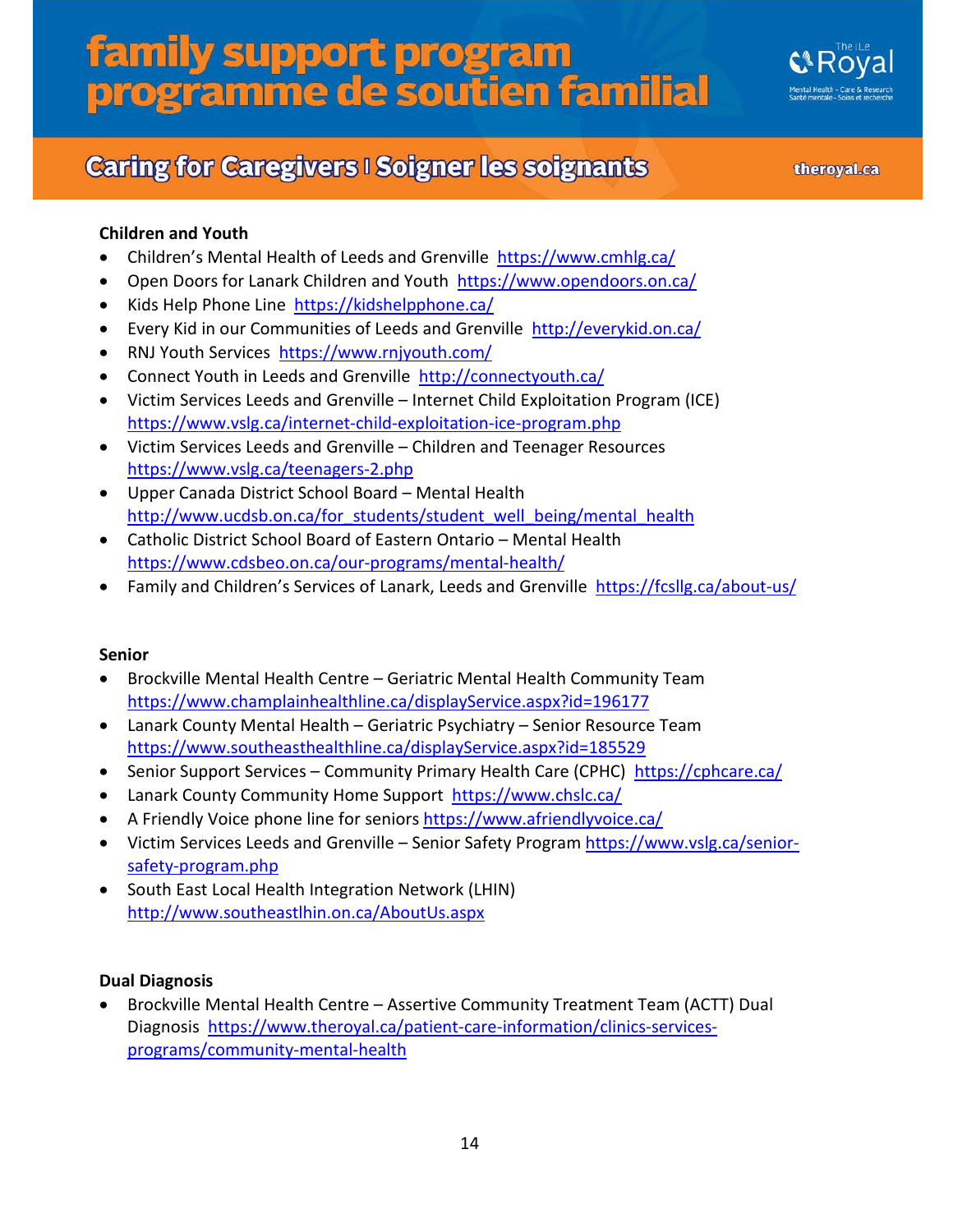### Children and Youth

- Children's Mental Health of Leeds and Grenville https://www.cmhlg.ca/
- Open Doors for Lanark Children and Youth https://www.opendoors.on.ca/
- Kids Help Phone Line https://kidshelpphone.ca/
- Every Kid in our Communities of Leeds and Grenville http://everykid.on.ca/
- RNJ Youth Services https://www.rnjyouth.com/
- Connect Youth in Leeds and Grenville http://connectyouth.ca/
- Victim Services Leeds and Grenville – Internet Child Exploitation Program (ICE) https://www.vslg.ca/internet-child-exploitation-ice-program.php
- Victim Services Leeds and Grenville – Children and Teenager Resources https://www.vslg.ca/teenagers-2.php
- Upper Canada District School Board – Mental Health http://www.ucdsb.on.ca/for_students/student_well_being/mental_health
- Catholic District School Board of Eastern Ontario – Mental Health https://www.cdsbeo.on.ca/our-programs/mental-health/
- Family and Children's Services of Lanark, Leeds and Grenville https://fcsllg.ca/about-us/

### Senior

- Brockville Mental Health Centre – Geriatric Mental Health Community Team https://www.champlainhealthline.ca/displayService.aspx?id=196177
- Lanark County Mental Health – Geriatric Psychiatry – Senior Resource Team https://www.southeasthealthline.ca/displayService.aspx?id=185529
- Senior Support Services – Community Primary Health Care (CPHC) https://cphcare.ca/
- Lanark County Community Home Support https://www.chslc.ca/
- A Friendly Voice phone line for seniors https://www.afriendlyvoice.ca/
- Victim Services Leeds and Grenville – Senior Safety Program https://www.vslg.ca/senior-safety-program.php
- South East Local Health Integration Network (LHIN) http://www.southeastlhin.on.ca/AboutUs.aspx

### Dual Diagnosis

- Brockville Mental Health Centre – Assertive Community Treatment Team (ACTT) Dual Diagnosis https://www.theroyal.ca/patient-care-information/clinics-services-programs/community-mental-health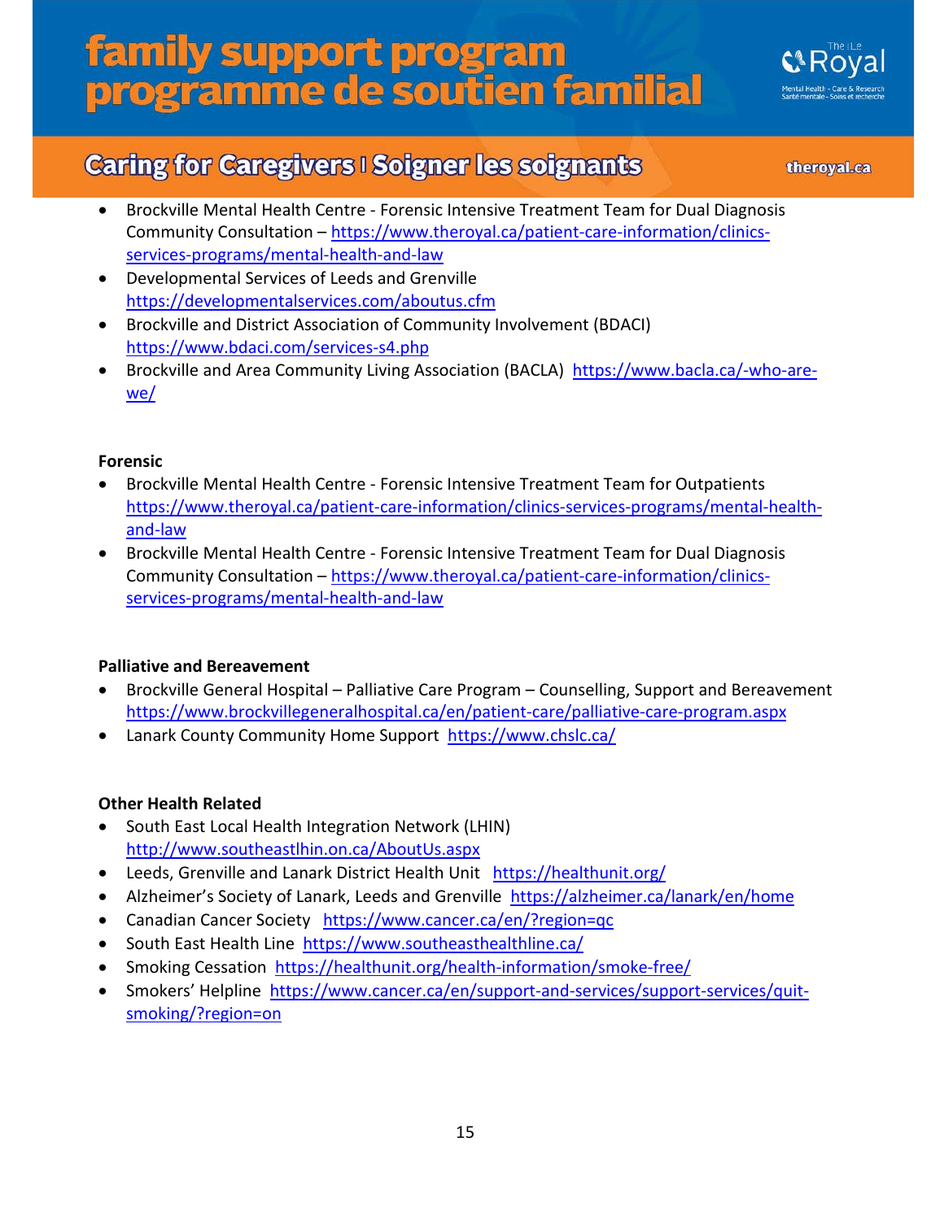- Brockville Mental Health Centre - Forensic Intensive Treatment Team for Dual Diagnosis Community Consultation – https://www.theroyal.ca/patient-care-information/clinics-services-programs/mental-health-and-law
- Developmental Services of Leeds and Grenville https://developmentalservices.com/aboutus.cfm
- Brockville and District Association of Community Involvement (BDACI) https://www.bdaci.com/services-s4.php
- Brockville and Area Community Living Association (BACLA) https://www.bacla.ca/-who-are-we/

**Forensic**

- Brockville Mental Health Centre - Forensic Intensive Treatment Team for Outpatients https://www.theroyal.ca/patient-care-information/clinics-services-programs/mental-health-and-law
- Brockville Mental Health Centre - Forensic Intensive Treatment Team for Dual Diagnosis Community Consultation – https://www.theroyal.ca/patient-care-information/clinics-services-programs/mental-health-and-law

**Palliative and Bereavement**

- Brockville General Hospital – Palliative Care Program – Counselling, Support and Bereavement https://www.brockvillegeneralhospital.ca/en/patient-care/palliative-care-program.aspx
- Lanark County Community Home Support https://www.chslc.ca/

**Other Health Related**

- South East Local Health Integration Network (LHIN) http://www.southeastlhin.on.ca/AboutUs.aspx
- Leeds, Grenville and Lanark District Health Unit https://healthunit.org/
- Alzheimer's Society of Lanark, Leeds and Grenville https://alzheimer.ca/lanark/en/home
- Canadian Cancer Society https://www.cancer.ca/en/?region=qc
- South East Health Line https://www.southeasthealthline.ca/
- Smoking Cessation https://healthunit.org/health-information/smoke-free/
- Smokers' Helpline https://www.cancer.ca/en/support-and-services/support-services/quit-smoking/?region=on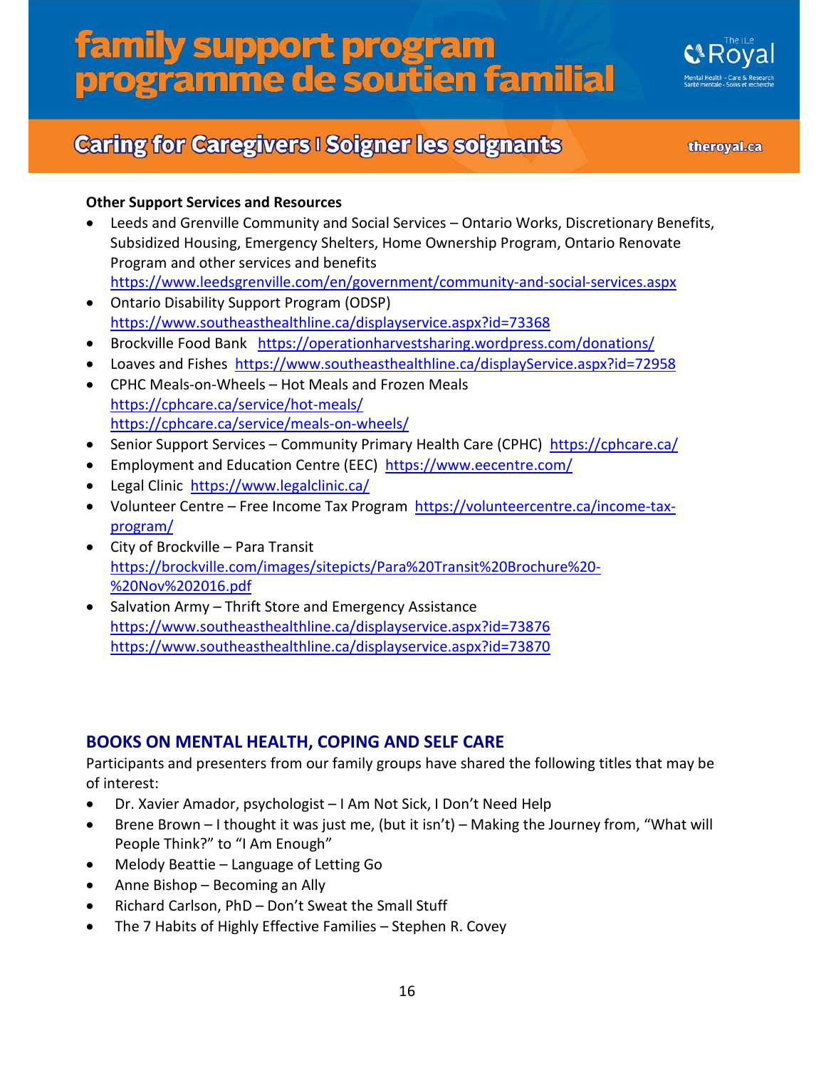**Other Support Services and Resources**

- Leeds and Grenville Community and Social Services – Ontario Works, Discretionary Benefits, Subsidized Housing, Emergency Shelters, Home Ownership Program, Ontario Renovate Program and other services and benefits https://www.leedsgrenville.com/en/government/community-and-social-services.aspx
- Ontario Disability Support Program (ODSP) https://www.southeasthealthline.ca/displayservice.aspx?id=73368
- Brockville Food Bank https://operationharvestsharing.wordpress.com/donations/
- Loaves and Fishes https://www.southeasthealthline.ca/displayService.aspx?id=72958
- CPHC Meals-on-Wheels – Hot Meals and Frozen Meals https://cphcare.ca/service/hot-meals/ https://cphcare.ca/service/meals-on-wheels/
- Senior Support Services – Community Primary Health Care (CPHC) https://cphcare.ca/
- Employment and Education Centre (EEC) https://www.eecentre.com/
- Legal Clinic https://www.legalclinic.ca/
- Volunteer Centre – Free Income Tax Program https://volunteercentre.ca/income-tax-program/
- City of Brockville – Para Transit https://brockville.com/images/sitepicts/Para%20Transit%20Brochure%20-%20Nov%202016.pdf
- Salvation Army – Thrift Store and Emergency Assistance https://www.southeasthealthline.ca/displayservice.aspx?id=73876 https://www.southeasthealthline.ca/displayservice.aspx?id=73870

## BOOKS ON MENTAL HEALTH, COPING AND SELF CARE

Participants and presenters from our family groups have shared the following titles that may be of interest:

- Dr. Xavier Amador, psychologist – I Am Not Sick, I Don't Need Help
- Brene Brown – I thought it was just me, (but it isn't) – Making the Journey from, "What will People Think?" to "I Am Enough"
- Melody Beattie – Language of Letting Go
- Anne Bishop – Becoming an Ally
- Richard Carlson, PhD – Don't Sweat the Small Stuff
- The 7 Habits of Highly Effective Families – Stephen R. Covey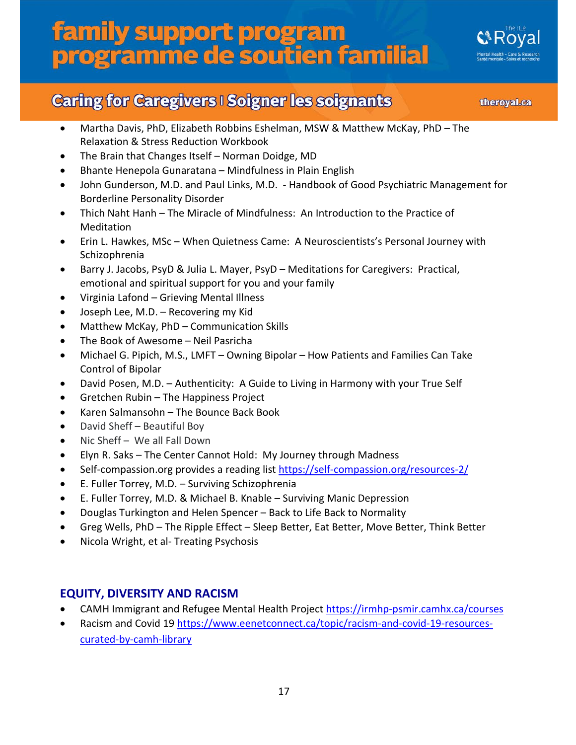- Martha Davis, PhD, Elizabeth Robbins Eshelman, MSW & Matthew McKay, PhD – The Relaxation & Stress Reduction Workbook
- The Brain that Changes Itself – Norman Doidge, MD
- Bhante Henepola Gunaratana – Mindfulness in Plain English
- John Gunderson, M.D. and Paul Links, M.D. - Handbook of Good Psychiatric Management for Borderline Personality Disorder
- Thich Naht Hanh – The Miracle of Mindfulness: An Introduction to the Practice of Meditation
- Erin L. Hawkes, MSc – When Quietness Came: A Neuroscientists's Personal Journey with Schizophrenia
- Barry J. Jacobs, PsyD & Julia L. Mayer, PsyD – Meditations for Caregivers: Practical, emotional and spiritual support for you and your family
- Virginia Lafond – Grieving Mental Illness
- Joseph Lee, M.D. – Recovering my Kid
- Matthew McKay, PhD – Communication Skills
- The Book of Awesome – Neil Pasricha
- Michael G. Pipich, M.S., LMFT – Owning Bipolar – How Patients and Families Can Take Control of Bipolar
- David Posen, M.D. – Authenticity: A Guide to Living in Harmony with your True Self
- Gretchen Rubin – The Happiness Project
- Karen Salmansohn – The Bounce Back Book
- David Sheff – Beautiful Boy
- Nic Sheff – We all Fall Down
- Elyn R. Saks – The Center Cannot Hold: My Journey through Madness
- Self-compassion.org provides a reading list https://self-compassion.org/resources-2/
- E. Fuller Torrey, M.D. – Surviving Schizophrenia
- E. Fuller Torrey, M.D. & Michael B. Knable – Surviving Manic Depression
- Douglas Turkington and Helen Spencer – Back to Life Back to Normality
- Greg Wells, PhD – The Ripple Effect – Sleep Better, Eat Better, Move Better, Think Better
- Nicola Wright, et al- Treating Psychosis

## EQUITY, DIVERSITY AND RACISM

- CAMH Immigrant and Refugee Mental Health Project https://irmhp-psmir.camhx.ca/courses
- Racism and Covid 19 https://www.eenetconnect.ca/topic/racism-and-covid-19-resources-curated-by-camh-library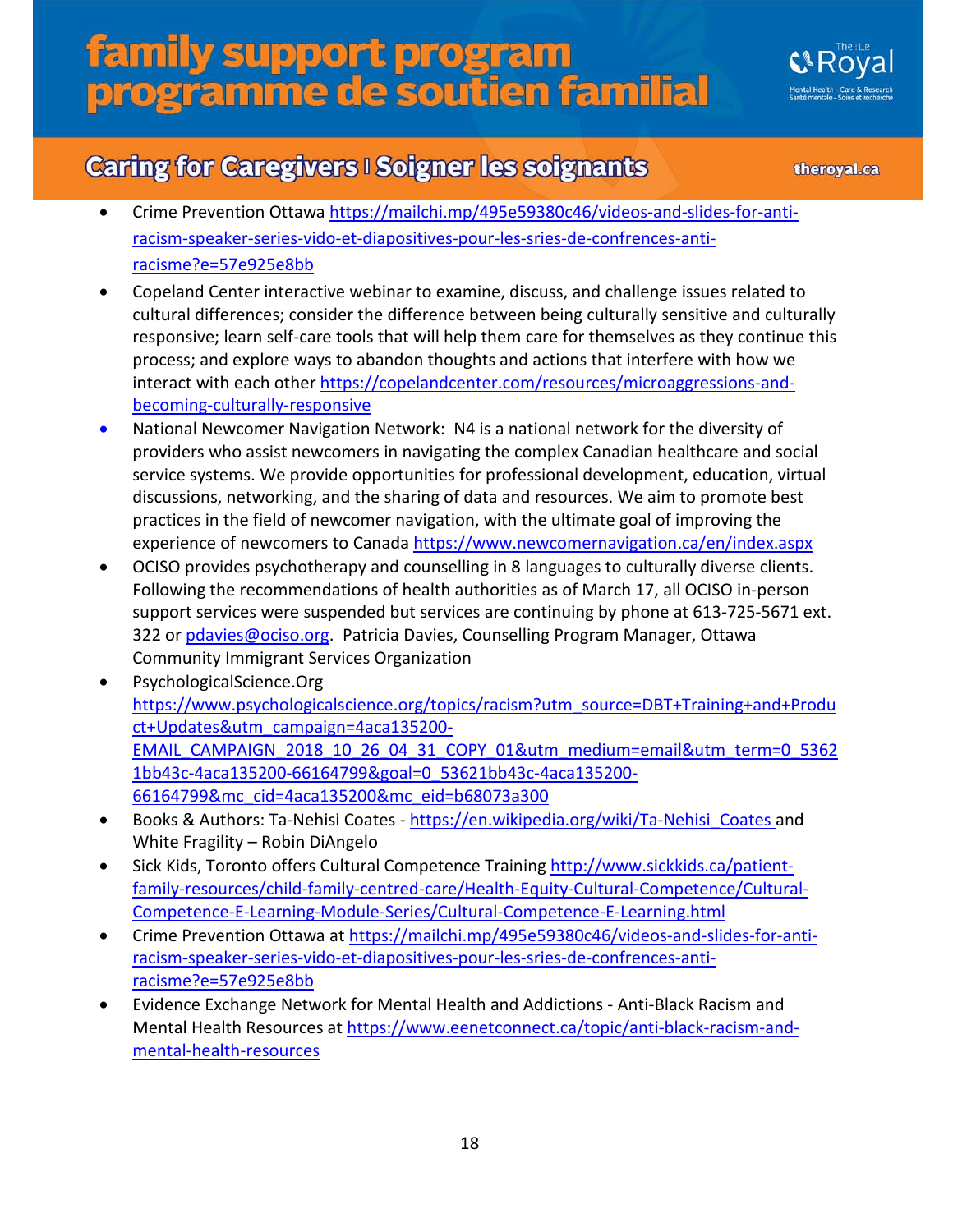- Crime Prevention Ottawa https://mailchi.mp/495e59380c46/videos-and-slides-for-anti-racism-speaker-series-vido-et-diapositives-pour-les-sries-de-confrences-anti-racisme?e=57e925e8bb
- Copeland Center interactive webinar to examine, discuss, and challenge issues related to cultural differences; consider the difference between being culturally sensitive and culturally responsive; learn self-care tools that will help them care for themselves as they continue this process; and explore ways to abandon thoughts and actions that interfere with how we interact with each other https://copelandcenter.com/resources/microaggressions-and-becoming-culturally-responsive
- National Newcomer Navigation Network: N4 is a national network for the diversity of providers who assist newcomers in navigating the complex Canadian healthcare and social service systems. We provide opportunities for professional development, education, virtual discussions, networking, and the sharing of data and resources. We aim to promote best practices in the field of newcomer navigation, with the ultimate goal of improving the experience of newcomers to Canada https://www.newcomernavigation.ca/en/index.aspx
- OCISO provides psychotherapy and counselling in 8 languages to culturally diverse clients. Following the recommendations of health authorities as of March 17, all OCISO in-person support services were suspended but services are continuing by phone at 613-725-5671 ext. 322 or pdavies@ociso.org. Patricia Davies, Counselling Program Manager, Ottawa Community Immigrant Services Organization
- PsychologicalScience.Org https://www.psychologicalscience.org/topics/racism?utm_source=DBT+Training+and+Product+Updates&utm_campaign=4aca135200-EMAIL_CAMPAIGN_2018_10_26_04_31_COPY_01&utm_medium=email&utm_term=0_53621bb43c-4aca135200-66164799&goal=0_53621bb43c-4aca135200-66164799&mc_cid=4aca135200&mc_eid=b68073a300
- Books & Authors: Ta-Nehisi Coates - https://en.wikipedia.org/wiki/Ta-Nehisi_Coates and White Fragility – Robin DiAngelo
- Sick Kids, Toronto offers Cultural Competence Training http://www.sickkids.ca/patient-family-resources/child-family-centred-care/Health-Equity-Cultural-Competence/Cultural-Competence-E-Learning-Module-Series/Cultural-Competence-E-Learning.html
- Crime Prevention Ottawa at https://mailchi.mp/495e59380c46/videos-and-slides-for-anti-racism-speaker-series-vido-et-diapositives-pour-les-sries-de-confrences-anti-racisme?e=57e925e8bb
- Evidence Exchange Network for Mental Health and Addictions - Anti-Black Racism and Mental Health Resources at https://www.eenetconnect.ca/topic/anti-black-racism-and-mental-health-resources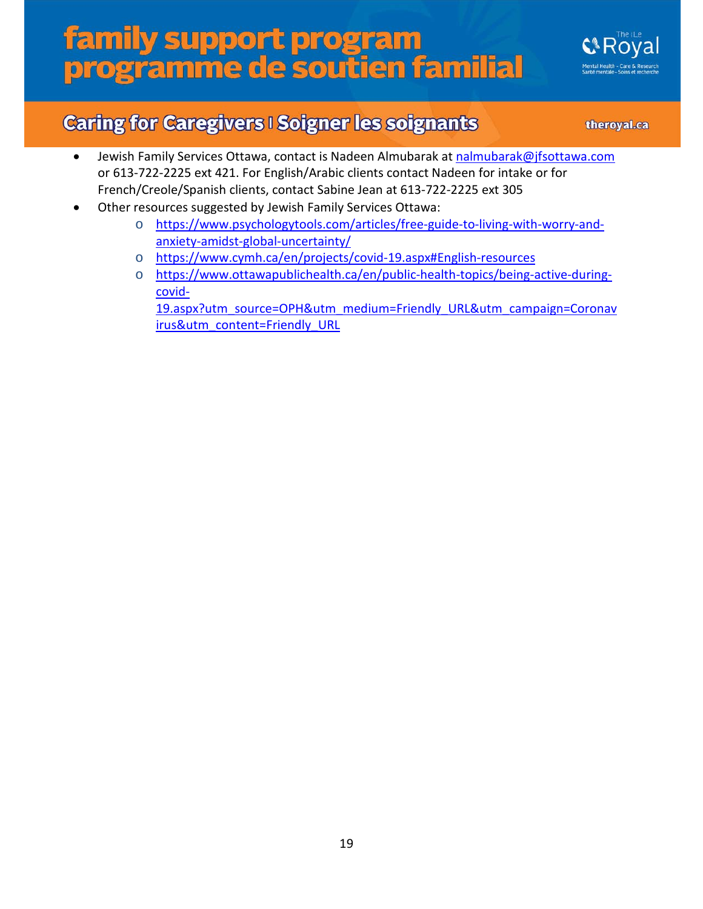- Jewish Family Services Ottawa, contact is Nadeen Almubarak at nalmubarak@jfsottawa.com or 613-722-2225 ext 421. For English/Arabic clients contact Nadeen for intake or for French/Creole/Spanish clients, contact Sabine Jean at 613-722-2225 ext 305
- Other resources suggested by Jewish Family Services Ottawa:
  - https://www.psychologytools.com/articles/free-guide-to-living-with-worry-and-anxiety-amidst-global-uncertainty/
  - https://www.cymh.ca/en/projects/covid-19.aspx#English-resources
  - https://www.ottawapublichealth.ca/en/public-health-topics/being-active-during-covid-19.aspx?utm_source=OPH&utm_medium=Friendly_URL&utm_campaign=Coronavirus&utm_content=Friendly_URL